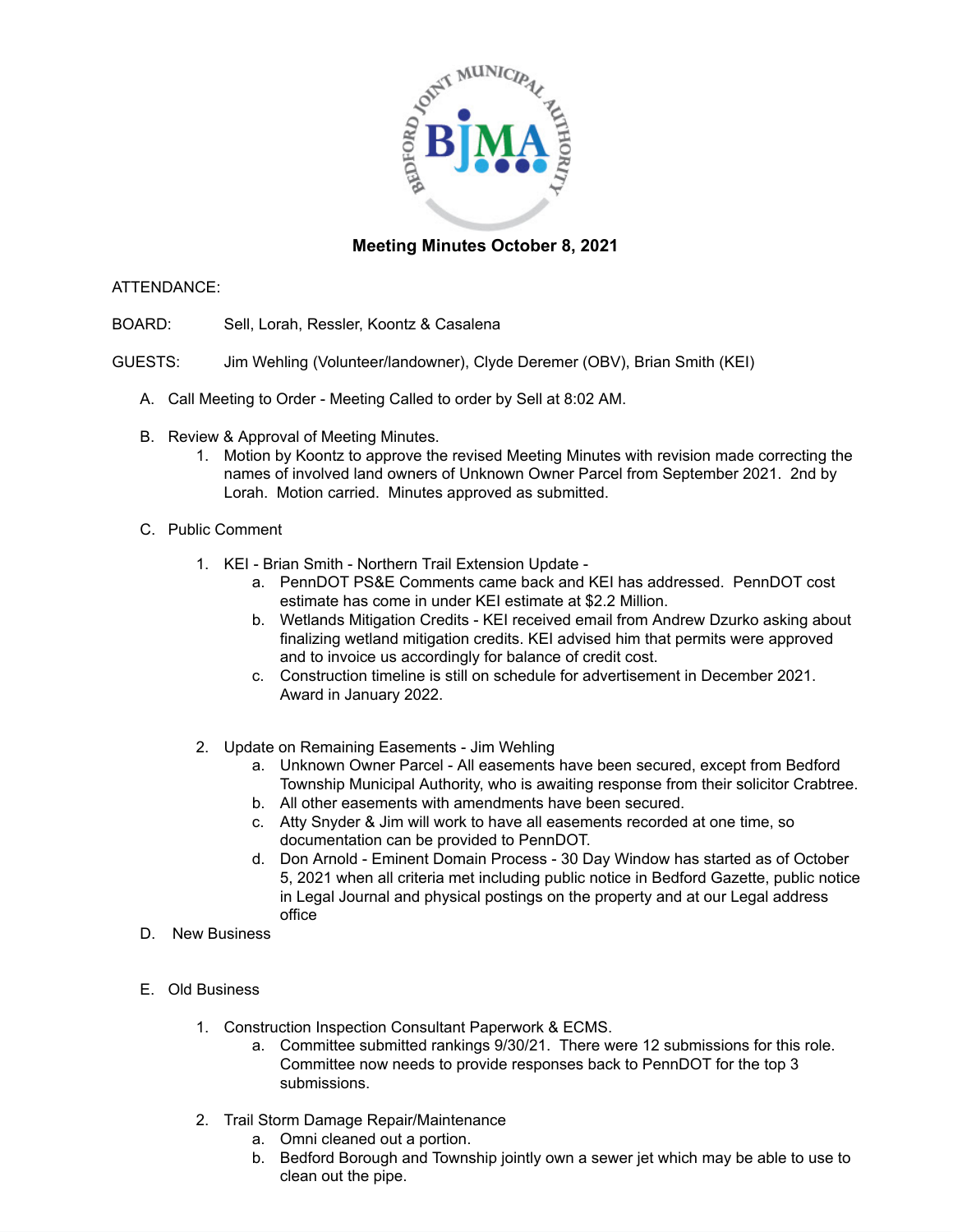# Meeting Minutes October 8, 2021

ATTENDANCE:

BOARD: Sell, Lorah, Ressler, Koontz & Casalena

GUESTS: Jim Wehling (Volunteer/landowner), Clyde Deremer (OBV), Brian Smith (KEI)

A. Call Meeting to Order - Meeting Called to order by Sell at 8:02 AM.

B. Review & Approval of Meeting Minutes.
   1. Motion by Koontz to approve the revised Meeting Minutes with revision made correcting the names of involved land owners of Unknown Owner Parcel from September 2021. 2nd by Lorah. Motion carried. Minutes approved as submitted.

C. Public Comment

   1. KEI - Brian Smith - Northern Trail Extension Update -
      a. PennDOT PS&E Comments came back and KEI has addressed. PennDOT cost estimate has come in under KEI estimate at $2.2 Million.
      b. Wetlands Mitigation Credits - KEI received email from Andrew Dzurko asking about finalizing wetland mitigation credits. KEI advised him that permits were approved and to invoice us accordingly for balance of credit cost.
      c. Construction timeline is still on schedule for advertisement in December 2021. Award in January 2022.

   2. Update on Remaining Easements - Jim Wehling
      a. Unknown Owner Parcel - All easements have been secured, except from Bedford Township Municipal Authority, who is awaiting response from their solicitor Crabtree.
      b. All other easements with amendments have been secured.
      c. Atty Snyder & Jim will work to have all easements recorded at one time, so documentation can be provided to PennDOT.
      d. Don Arnold - Eminent Domain Process - 30 Day Window has started as of October 5, 2021 when all criteria met including public notice in Bedford Gazette, public notice in Legal Journal and physical postings on the property and at our Legal address office

D. New Business

E. Old Business

   1. Construction Inspection Consultant Paperwork & ECMS.
      a. Committee submitted rankings 9/30/21. There were 12 submissions for this role. Committee now needs to provide responses back to PennDOT for the top 3 submissions.

   2. Trail Storm Damage Repair/Maintenance
      a. Omni cleaned out a portion.
      b. Bedford Borough and Township jointly own a sewer jet which may be able to use to clean out the pipe.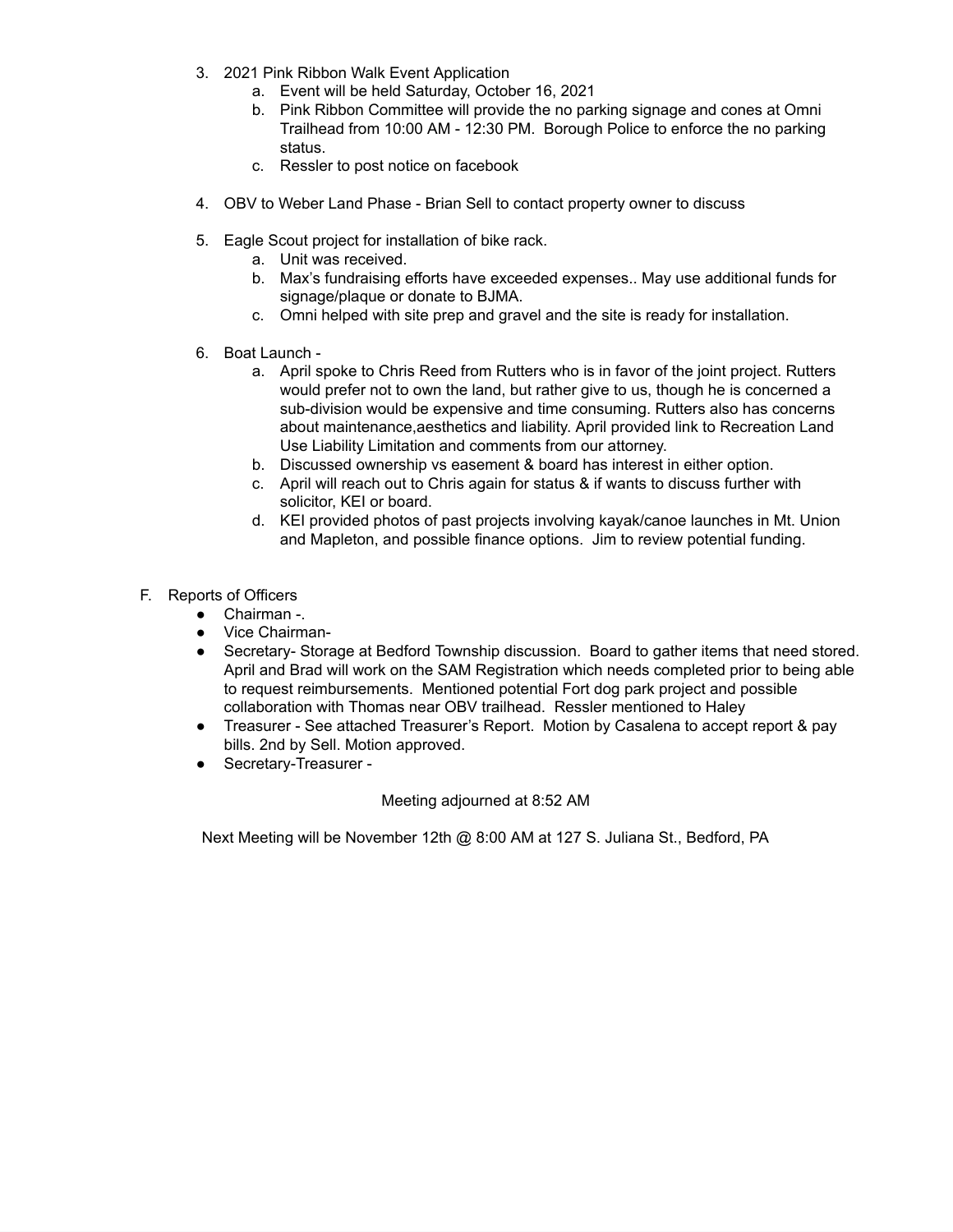3. 2021 Pink Ribbon Walk Event Application
    a. Event will be held Saturday, October 16, 2021
    b. Pink Ribbon Committee will provide the no parking signage and cones at Omni Trailhead from 10:00 AM - 12:30 PM. Borough Police to enforce the no parking status.
    c. Ressler to post notice on facebook

4. OBV to Weber Land Phase - Brian Sell to contact property owner to discuss

5. Eagle Scout project for installation of bike rack.
    a. Unit was received.
    b. Max's fundraising efforts have exceeded expenses.. May use additional funds for signage/plaque or donate to BJMA.
    c. Omni helped with site prep and gravel and the site is ready for installation.

6. Boat Launch -
    a. April spoke to Chris Reed from Rutters who is in favor of the joint project. Rutters would prefer not to own the land, but rather give to us, though he is concerned a sub-division would be expensive and time consuming. Rutters also has concerns about maintenance,aesthetics and liability. April provided link to Recreation Land Use Liability Limitation and comments from our attorney.
    b. Discussed ownership vs easement & board has interest in either option.
    c. April will reach out to Chris again for status & if wants to discuss further with solicitor, KEI or board.
    d. KEI provided photos of past projects involving kayak/canoe launches in Mt. Union and Mapleton, and possible finance options. Jim to review potential funding.

F. Reports of Officers
- Chairman -.
- Vice Chairman-
- Secretary- Storage at Bedford Township discussion. Board to gather items that need stored. April and Brad will work on the SAM Registration which needs completed prior to being able to request reimbursements. Mentioned potential Fort dog park project and possible collaboration with Thomas near OBV trailhead. Ressler mentioned to Haley
- Treasurer - See attached Treasurer's Report. Motion by Casalena to accept report & pay bills. 2nd by Sell. Motion approved.
- Secretary-Treasurer -

Meeting adjourned at 8:52 AM

Next Meeting will be November 12th @ 8:00 AM at 127 S. Juliana St., Bedford, PA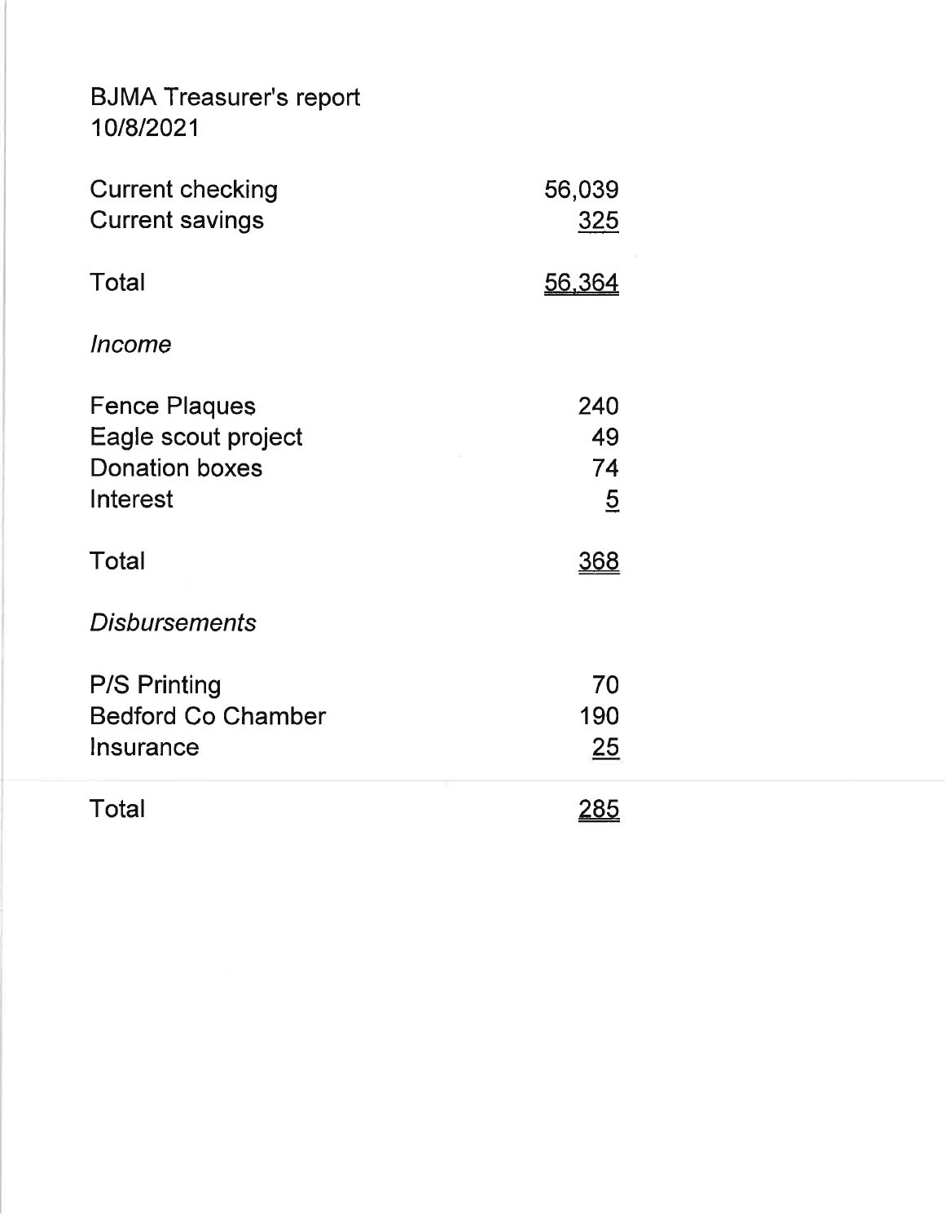BJMA Treasurer's report
10/8/2021

| | |
|---|---|
| Current checking | 56,039 |
| Current savings | 325 |
| Total | 56,364 |
| *Income* | |
| Fence Plaques | 240 |
| Eagle scout project | 49 |
| Donation boxes | 74 |
| Interest | 5 |
| Total | 368 |
| *Disbursements* | |
| P/S Printing | 70 |
| Bedford Co Chamber | 190 |
| Insurance | 25 |
| Total | 285 |